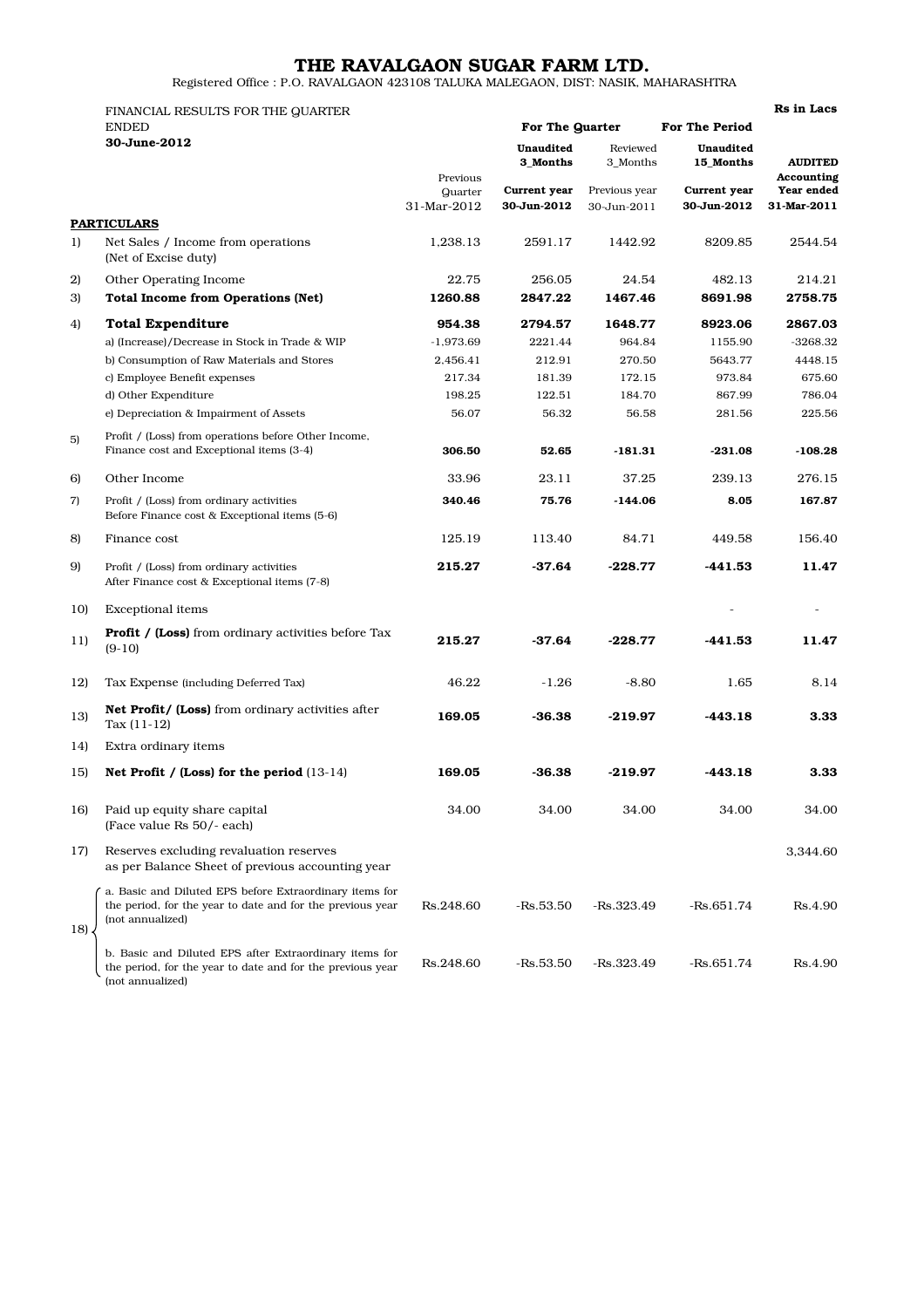# THE RAVALGAON SUGAR FARM LTD.

Registered Office : P.O. RAVALGAON 423108 TALUKA MALEGAON, DIST: NASIK, MAHARASHTRA

FINANCIAL RESULTS FOR THE QUARTER ENDED **30-June-2012**

**Rs in Lacs**

| | PARTICULARS | | For The Quarter | | For The Period | |
|---|---|---|---|---|---|---|
| | | | **Unaudited 3_Months** | Reviewed 3_Months | **Unaudited 15_Months** | **AUDITED** |
| | | Previous Quarter 31-Mar-2012 | **Current year 30-Jun-2012** | Previous year 30-Jun-2011 | **Current year 30-Jun-2012** | **Accounting Year ended 31-Mar-2011** |
| 1) | Net Sales / Income from operations (Net of Excise duty) | 1,238.13 | 2591.17 | 1442.92 | 8209.85 | 2544.54 |
| 2) | Other Operating Income | 22.75 | 256.05 | 24.54 | 482.13 | 214.21 |
| 3) | **Total Income from Operations (Net)** | **1260.88** | **2847.22** | **1467.46** | **8691.98** | **2758.75** |
| 4) | **Total Expenditure** | **954.38** | **2794.57** | **1648.77** | **8923.06** | **2867.03** |
| | a) (Increase)/Decrease in Stock in Trade & WIP | -1,973.69 | 2221.44 | 964.84 | 1155.90 | -3268.32 |
| | b) Consumption of Raw Materials and Stores | 2,456.41 | 212.91 | 270.50 | 5643.77 | 4448.15 |
| | c) Employee Benefit expenses | 217.34 | 181.39 | 172.15 | 973.84 | 675.60 |
| | d) Other Expenditure | 198.25 | 122.51 | 184.70 | 867.99 | 786.04 |
| | e) Depreciation & Impairment of Assets | 56.07 | 56.32 | 56.58 | 281.56 | 225.56 |
| 5) | Profit / (Loss) from operations before Other Income, Finance cost and Exceptional items (3-4) | **306.50** | **52.65** | **-181.31** | **-231.08** | **-108.28** |
| 6) | Other Income | 33.96 | 23.11 | 37.25 | 239.13 | 276.15 |
| 7) | Profit / (Loss) from ordinary activities Before Finance cost & Exceptional items (5-6) | **340.46** | **75.76** | **-144.06** | **8.05** | **167.87** |
| 8) | Finance cost | 125.19 | 113.40 | 84.71 | 449.58 | 156.40 |
| 9) | Profit / (Loss) from ordinary activities After Finance cost & Exceptional items (7-8) | **215.27** | **-37.64** | **-228.77** | **-441.53** | **11.47** |
| 10) | Exceptional items | | | | - | - |
| 11) | **Profit / (Loss)** from ordinary activities before Tax (9-10) | **215.27** | **-37.64** | **-228.77** | **-441.53** | **11.47** |
| 12) | Tax Expense (including Deferred Tax) | 46.22 | -1.26 | -8.80 | 1.65 | 8.14 |
| 13) | **Net Profit/ (Loss)** from ordinary activities after Tax (11-12) | **169.05** | **-36.38** | **-219.97** | **-443.18** | **3.33** |
| 14) | Extra ordinary items | | | | | |
| 15) | **Net Profit / (Loss) for the period** (13-14) | **169.05** | **-36.38** | **-219.97** | **-443.18** | **3.33** |
| 16) | Paid up equity share capital (Face value Rs 50/- each) | 34.00 | 34.00 | 34.00 | 34.00 | 34.00 |
| 17) | Reserves excluding revaluation reserves as per Balance Sheet of previous accounting year | | | | | 3,344.60 |
| 18) | a. Basic and Diluted EPS before Extraordinary items for the period, for the year to date and for the previous year (not annualized) | Rs.248.60 | -Rs.53.50 | -Rs.323.49 | -Rs.651.74 | Rs.4.90 |
| | b. Basic and Diluted EPS after Extraordinary items for the period, for the year to date and for the previous year (not annualized) | Rs.248.60 | -Rs.53.50 | -Rs.323.49 | -Rs.651.74 | Rs.4.90 |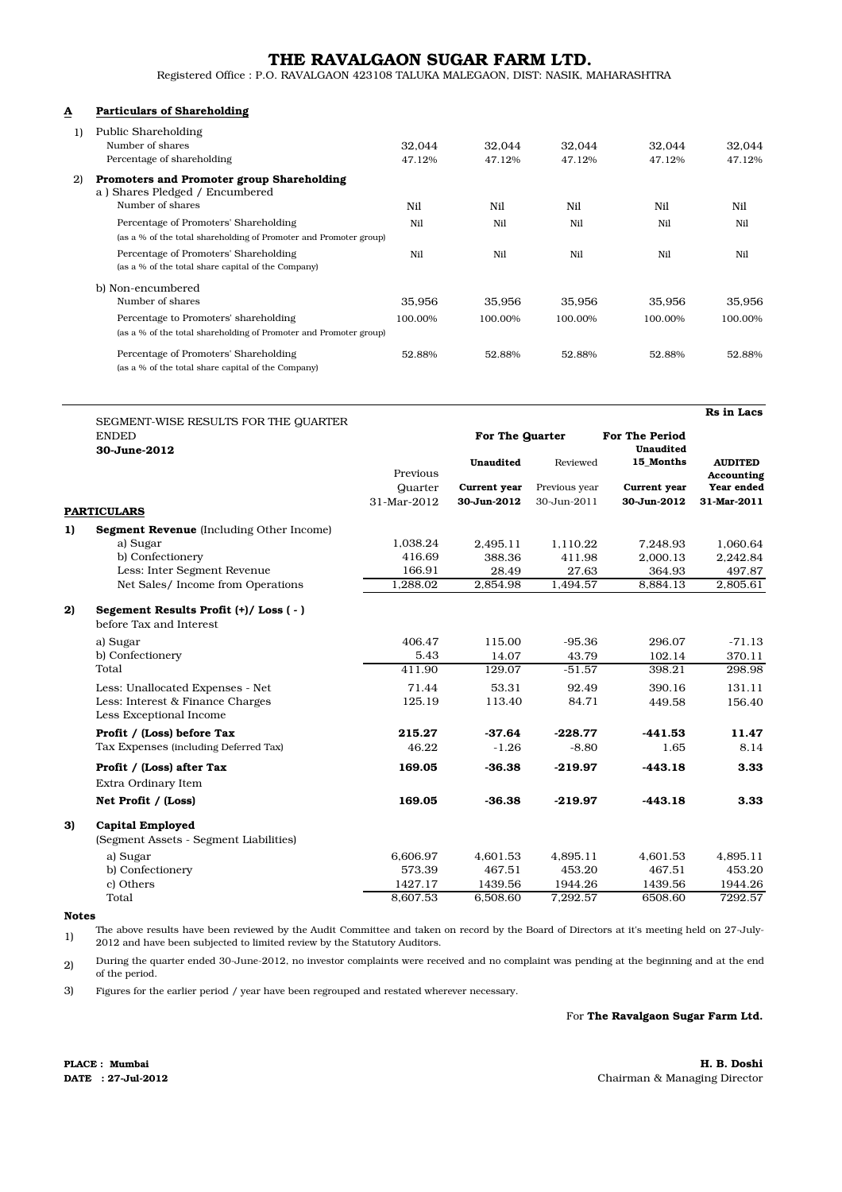# THE RAVALGAON SUGAR FARM LTD.

Registered Office : P.O. RAVALGAON 423108 TALUKA MALEGAON, DIST: NASIK, MAHARASHTRA

## A Particulars of Shareholding

| | | | | | | |
|---|---|---|---|---|---|---|
| 1) | Public Shareholding | | | | | |
| | Number of shares | 32,044 | 32,044 | 32,044 | 32,044 | 32,044 |
| | Percentage of shareholding | 47.12% | 47.12% | 47.12% | 47.12% | 47.12% |
| 2) | **Promoters and Promoter group Shareholding** | | | | | |
| | a ) Shares Pledged / Encumbered | | | | | |
| | Number of shares | Nil | Nil | Nil | Nil | Nil |
| | Percentage of Promoters' Shareholding (as a % of the total shareholding of Promoter and Promoter group) | Nil | Nil | Nil | Nil | Nil |
| | Percentage of Promoters' Shareholding (as a % of the total share capital of the Company) | Nil | Nil | Nil | Nil | Nil |
| | b) Non-encumbered | | | | | |
| | Number of shares | 35,956 | 35,956 | 35,956 | 35,956 | 35,956 |
| | Percentage to Promoters' shareholding (as a % of the total shareholding of Promoter and Promoter group) | 100.00% | 100.00% | 100.00% | 100.00% | 100.00% |
| | Percentage of Promoters' Shareholding (as a % of the total share capital of the Company) | 52.88% | 52.88% | 52.88% | 52.88% | 52.88% |

**Rs in Lacs**

| | SEGMENT-WISE RESULTS FOR THE QUARTER ENDED **30-June-2012** | | **For The Quarter** | | **For The Period** | |
|---|---|---|---|---|---|---|
| | | Previous Quarter | **Unaudited** | Reviewed | **Unaudited 15_Months** | **AUDITED Accounting** |
| | **PARTICULARS** | 31-Mar-2012 | **Current year 30-Jun-2012** | Previous year 30-Jun-2011 | **Current year 30-Jun-2012** | **Year ended 31-Mar-2011** |
| **1)** | **Segment Revenue** (Including Other Income) | | | | | |
| | a) Sugar | 1,038.24 | 2,495.11 | 1,110.22 | 7,248.93 | 1,060.64 |
| | b) Confectionery | 416.69 | 388.36 | 411.98 | 2,000.13 | 2,242.84 |
| | Less: Inter Segment Revenue | 166.91 | 28.49 | 27.63 | 364.93 | 497.87 |
| | Net Sales/ Income from Operations | 1,288.02 | 2,854.98 | 1,494.57 | 8,884.13 | 2,805.61 |
| **2)** | **Segement Results Profit (+)/ Loss ( - )** before Tax and Interest | | | | | |
| | a) Sugar | 406.47 | 115.00 | -95.36 | 296.07 | -71.13 |
| | b) Confectionery | 5.43 | 14.07 | 43.79 | 102.14 | 370.11 |
| | Total | 411.90 | 129.07 | -51.57 | 398.21 | 298.98 |
| | Less: Unallocated Expenses - Net | 71.44 | 53.31 | 92.49 | 390.16 | 131.11 |
| | Less: Interest & Finance Charges | 125.19 | 113.40 | 84.71 | 449.58 | 156.40 |
| | Less Exceptional Income | | | | | |
| | **Profit / (Loss) before Tax** | **215.27** | **-37.64** | **-228.77** | **-441.53** | **11.47** |
| | Tax Expenses (including Deferred Tax) | 46.22 | -1.26 | -8.80 | 1.65 | 8.14 |
| | **Profit / (Loss) after Tax** | **169.05** | **-36.38** | **-219.97** | **-443.18** | **3.33** |
| | Extra Ordinary Item | | | | | |
| | **Net Profit / (Loss)** | **169.05** | **-36.38** | **-219.97** | **-443.18** | **3.33** |
| **3)** | **Capital Employed** (Segment Assets - Segment Liabilities) | | | | | |
| | a) Sugar | 6,606.97 | 4,601.53 | 4,895.11 | 4,601.53 | 4,895.11 |
| | b) Confectionery | 573.39 | 467.51 | 453.20 | 467.51 | 453.20 |
| | c) Others | 1427.17 | 1439.56 | 1944.26 | 1439.56 | 1944.26 |
| | Total | 8,607.53 | 6,508.60 | 7,292.57 | 6508.60 | 7292.57 |

**Notes**

1) The above results have been reviewed by the Audit Committee and taken on record by the Board of Directors at it's meeting held on 27-July-2012 and have been subjected to limited review by the Statutory Auditors.

2) During the quarter ended 30-June-2012, no investor complaints were received and no complaint was pending at the beginning and at the end of the period.

3) Figures for the earlier period / year have been regrouped and restated wherever necessary.

For **The Ravalgaon Sugar Farm Ltd.**

**PLACE : Mumbai**
**DATE : 27-Jul-2012**

**H. B. Doshi**
Chairman & Managing Director